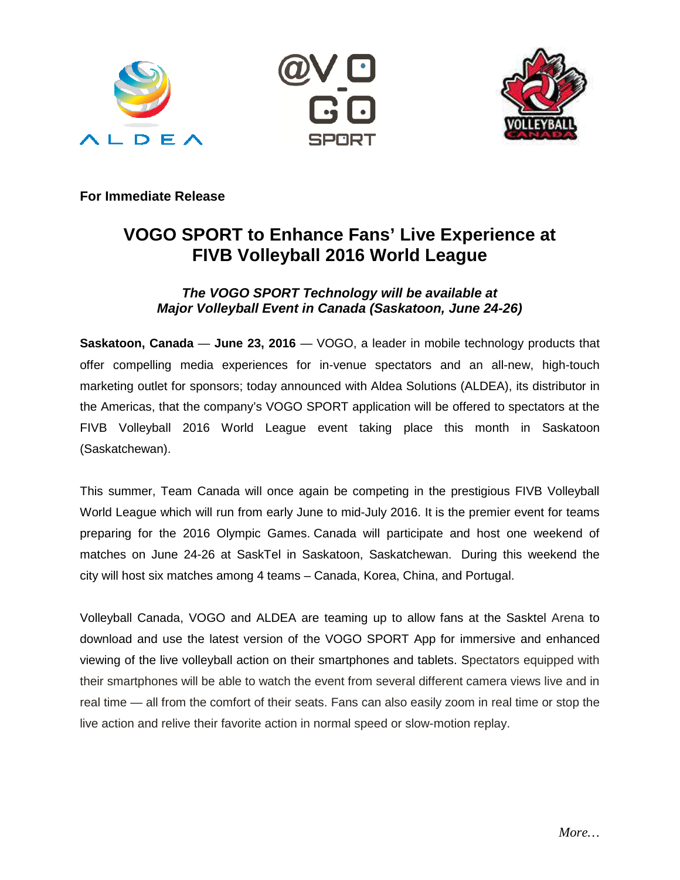**For Immediate Release**

# VOGO SPORT to Enhance Fans' Live Experience at FIVB Volleyball 2016 World League

### *The VOGO SPORT Technology will be available at Major Volleyball Event in Canada (Saskatoon, June 24-26)*

**Saskatoon, Canada** — **June 23, 2016** — VOGO, a leader in mobile technology products that offer compelling media experiences for in-venue spectators and an all-new, high-touch marketing outlet for sponsors; today announced with Aldea Solutions (ALDEA), its distributor in the Americas, that the company's VOGO SPORT application will be offered to spectators at the FIVB Volleyball 2016 World League event taking place this month in Saskatoon (Saskatchewan).

This summer, Team Canada will once again be competing in the prestigious FIVB Volleyball World League which will run from early June to mid-July 2016. It is the premier event for teams preparing for the 2016 Olympic Games. Canada will participate and host one weekend of matches on June 24-26 at SaskTel in Saskatoon, Saskatchewan. During this weekend the city will host six matches among 4 teams – Canada, Korea, China, and Portugal.

Volleyball Canada, VOGO and ALDEA are teaming up to allow fans at the Sasktel Arena to download and use the latest version of the VOGO SPORT App for immersive and enhanced viewing of the live volleyball action on their smartphones and tablets. Spectators equipped with their smartphones will be able to watch the event from several different camera views live and in real time — all from the comfort of their seats. Fans can also easily zoom in real time or stop the live action and relive their favorite action in normal speed or slow-motion replay.

*More…*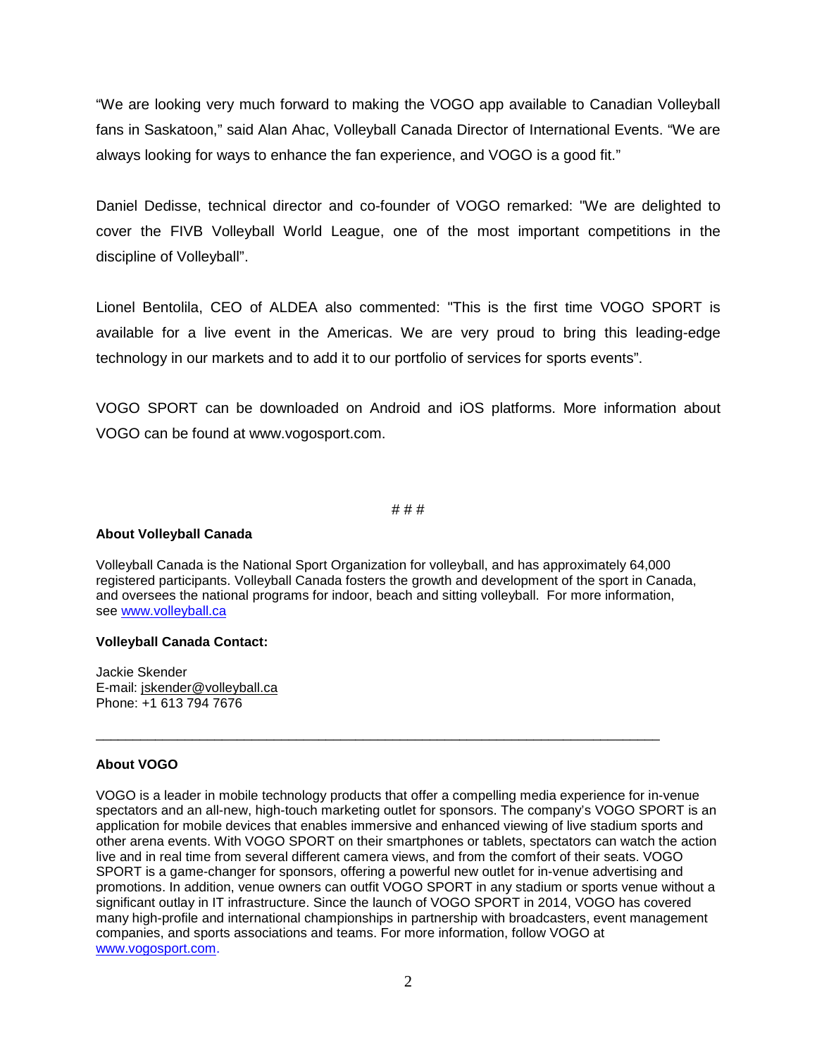"We are looking very much forward to making the VOGO app available to Canadian Volleyball fans in Saskatoon," said Alan Ahac, Volleyball Canada Director of International Events. "We are always looking for ways to enhance the fan experience, and VOGO is a good fit."

Daniel Dedisse, technical director and co-founder of VOGO remarked: "We are delighted to cover the FIVB Volleyball World League, one of the most important competitions in the discipline of Volleyball".

Lionel Bentolila, CEO of ALDEA also commented: "This is the first time VOGO SPORT is available for a live event in the Americas. We are very proud to bring this leading-edge technology in our markets and to add it to our portfolio of services for sports events".

VOGO SPORT can be downloaded on Android and iOS platforms. More information about VOGO can be found at www.vogosport.com.

# # #

**About Volleyball Canada**

Volleyball Canada is the National Sport Organization for volleyball, and has approximately 64,000 registered participants. Volleyball Canada fosters the growth and development of the sport in Canada, and oversees the national programs for indoor, beach and sitting volleyball. For more information, see www.volleyball.ca

**Volleyball Canada Contact:**

Jackie Skender
E-mail: jskender@volleyball.ca
Phone: +1 613 794 7676

---

**About VOGO**

VOGO is a leader in mobile technology products that offer a compelling media experience for in-venue spectators and an all-new, high-touch marketing outlet for sponsors. The company's VOGO SPORT is an application for mobile devices that enables immersive and enhanced viewing of live stadium sports and other arena events. With VOGO SPORT on their smartphones or tablets, spectators can watch the action live and in real time from several different camera views, and from the comfort of their seats. VOGO SPORT is a game-changer for sponsors, offering a powerful new outlet for in-venue advertising and promotions. In addition, venue owners can outfit VOGO SPORT in any stadium or sports venue without a significant outlay in IT infrastructure. Since the launch of VOGO SPORT in 2014, VOGO has covered many high-profile and international championships in partnership with broadcasters, event management companies, and sports associations and teams. For more information, follow VOGO at www.vogosport.com.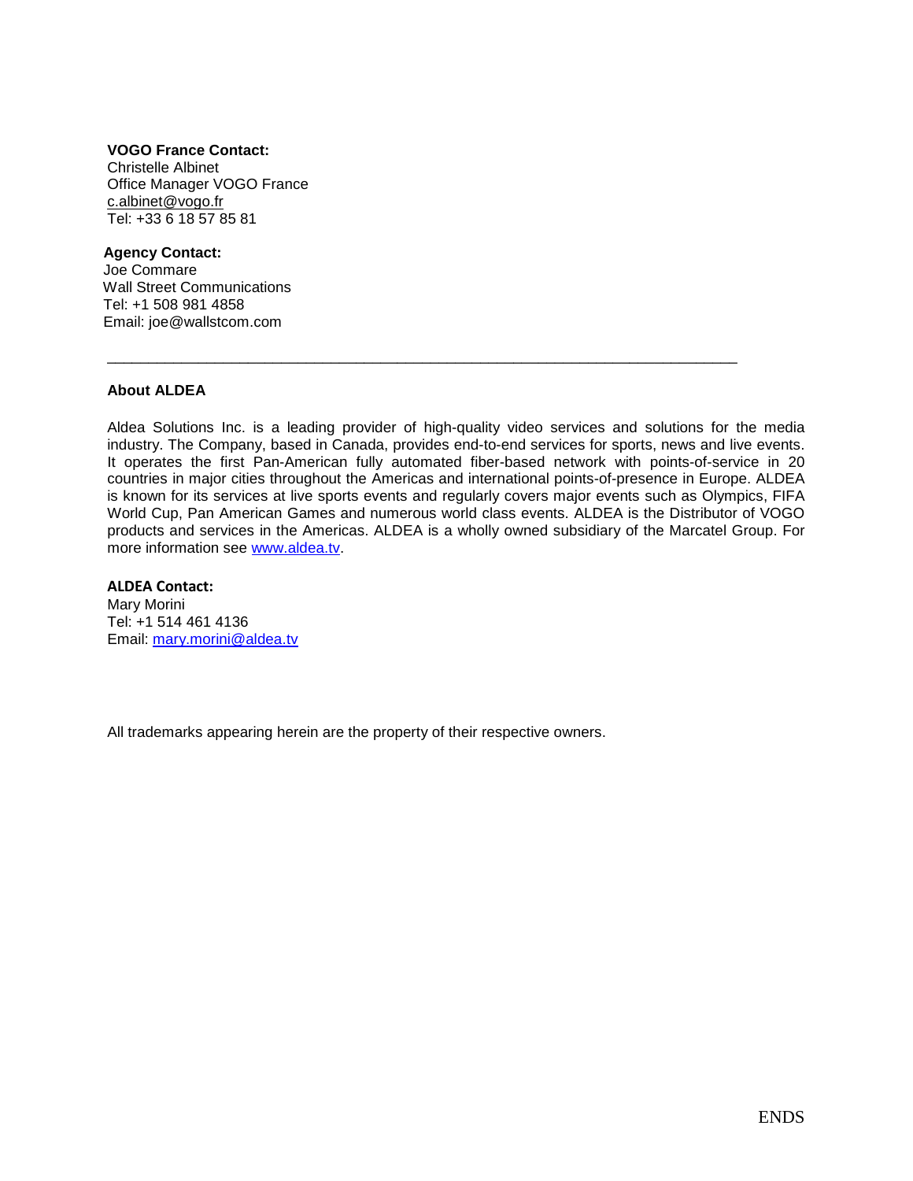**VOGO France Contact:**
Christelle Albinet
Office Manager VOGO France
c.albinet@vogo.fr
Tel: +33 6 18 57 85 81

**Agency Contact:**
Joe Commare
Wall Street Communications
Tel: +1 508 981 4858
Email: joe@wallstcom.com

---

**About ALDEA**

Aldea Solutions Inc. is a leading provider of high-quality video services and solutions for the media industry. The Company, based in Canada, provides end-to-end services for sports, news and live events. It operates the first Pan-American fully automated fiber-based network with points-of-service in 20 countries in major cities throughout the Americas and international points-of-presence in Europe. ALDEA is known for its services at live sports events and regularly covers major events such as Olympics, FIFA World Cup, Pan American Games and numerous world class events. ALDEA is the Distributor of VOGO products and services in the Americas. ALDEA is a wholly owned subsidiary of the Marcatel Group. For more information see www.aldea.tv.

**ALDEA Contact:**
Mary Morini
Tel: +1 514 461 4136
Email: mary.morini@aldea.tv

All trademarks appearing herein are the property of their respective owners.

ENDS